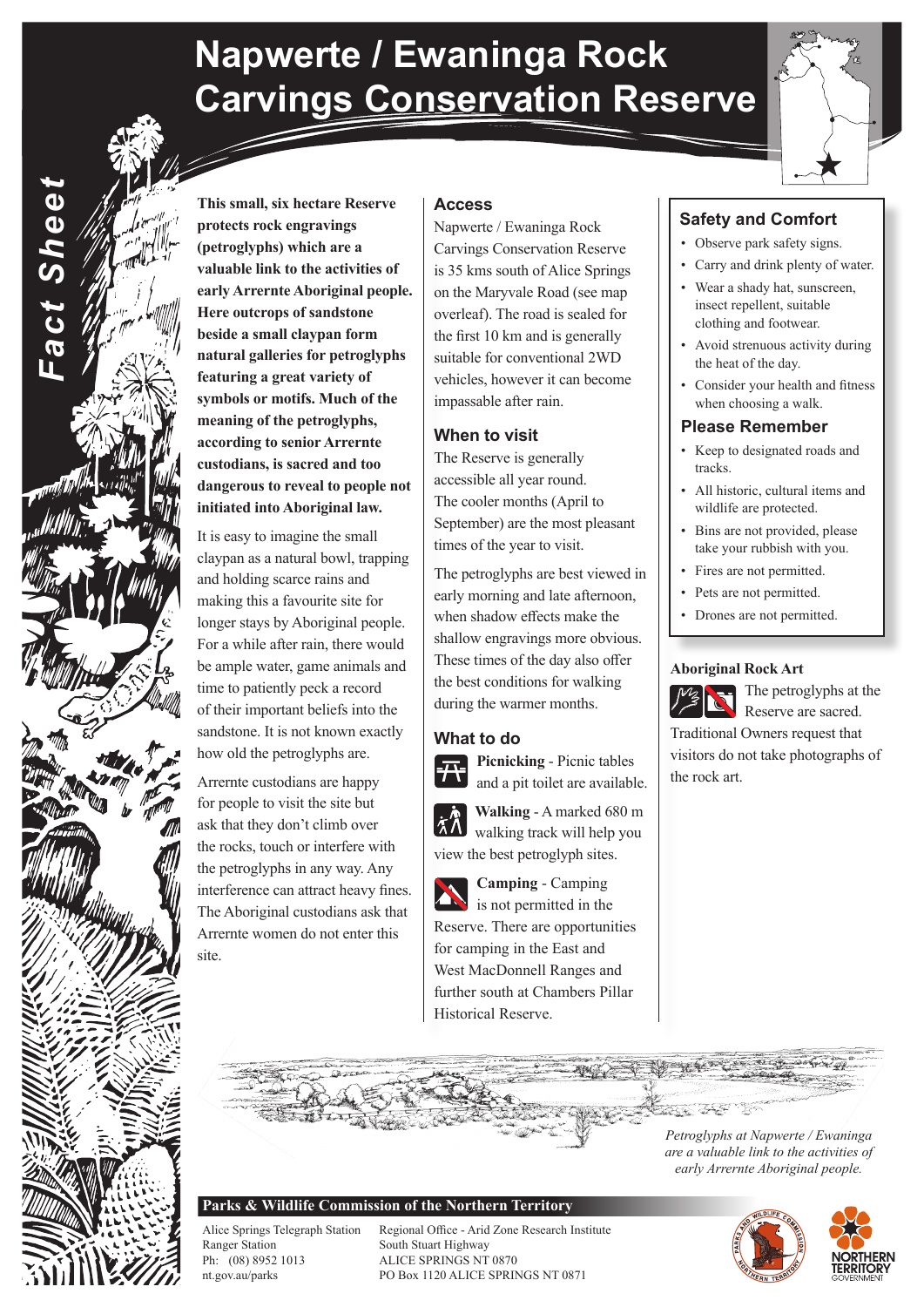# Napwerte / Ewaninga Rock Carvings Conservation Reserve

*Fact Sheet*

**This small, six hectare Reserve protects rock engravings (petroglyphs) which are a valuable link to the activities of early Arrernte Aboriginal people. Here outcrops of sandstone beside a small claypan form natural galleries for petroglyphs featuring a great variety of symbols or motifs. Much of the meaning of the petroglyphs, according to senior Arrernte custodians, is sacred and too dangerous to reveal to people not initiated into Aboriginal law.**

It is easy to imagine the small claypan as a natural bowl, trapping and holding scarce rains and making this a favourite site for longer stays by Aboriginal people. For a while after rain, there would be ample water, game animals and time to patiently peck a record of their important beliefs into the sandstone. It is not known exactly how old the petroglyphs are.

Arrernte custodians are happy for people to visit the site but ask that they don't climb over the rocks, touch or interfere with the petroglyphs in any way. Any interference can attract heavy fines. The Aboriginal custodians ask that Arrernte women do not enter this site.

## Access

Napwerte / Ewaninga Rock Carvings Conservation Reserve is 35 kms south of Alice Springs on the Maryvale Road (see map overleaf). The road is sealed for the first 10 km and is generally suitable for conventional 2WD vehicles, however it can become impassable after rain.

## When to visit

The Reserve is generally accessible all year round. The cooler months (April to September) are the most pleasant times of the year to visit.

The petroglyphs are best viewed in early morning and late afternoon, when shadow effects make the shallow engravings more obvious. These times of the day also offer the best conditions for walking during the warmer months.

## What to do

**Picnicking** - Picnic tables and a pit toilet are available.

**Walking** - A marked 680 m walking track will help you view the best petroglyph sites.

**Camping** - Camping is not permitted in the Reserve. There are opportunities for camping in the East and West MacDonnell Ranges and further south at Chambers Pillar Historical Reserve.

## Safety and Comfort

- Observe park safety signs.
- Carry and drink plenty of water.
- Wear a shady hat, sunscreen, insect repellent, suitable clothing and footwear.
- Avoid strenuous activity during the heat of the day.
- Consider your health and fitness when choosing a walk.

## Please Remember

- Keep to designated roads and tracks.
- All historic, cultural items and wildlife are protected.
- Bins are not provided, please take your rubbish with you.
- Fires are not permitted.
- Pets are not permitted.
- Drones are not permitted.

### Aboriginal Rock Art

The petroglyphs at the Reserve are sacred. Traditional Owners request that visitors do not take photographs of the rock art.

*Petroglyphs at Napwerte / Ewaninga are a valuable link to the activities of early Arrernte Aboriginal people.*

**Parks & Wildlife Commission of the Northern Territory**

Alice Springs Telegraph Station Ranger Station
Ph: (08) 8952 1013
nt.gov.au/parks

Regional Office - Arid Zone Research Institute
South Stuart Highway
ALICE SPRINGS NT 0870
PO Box 1120 ALICE SPRINGS NT 0871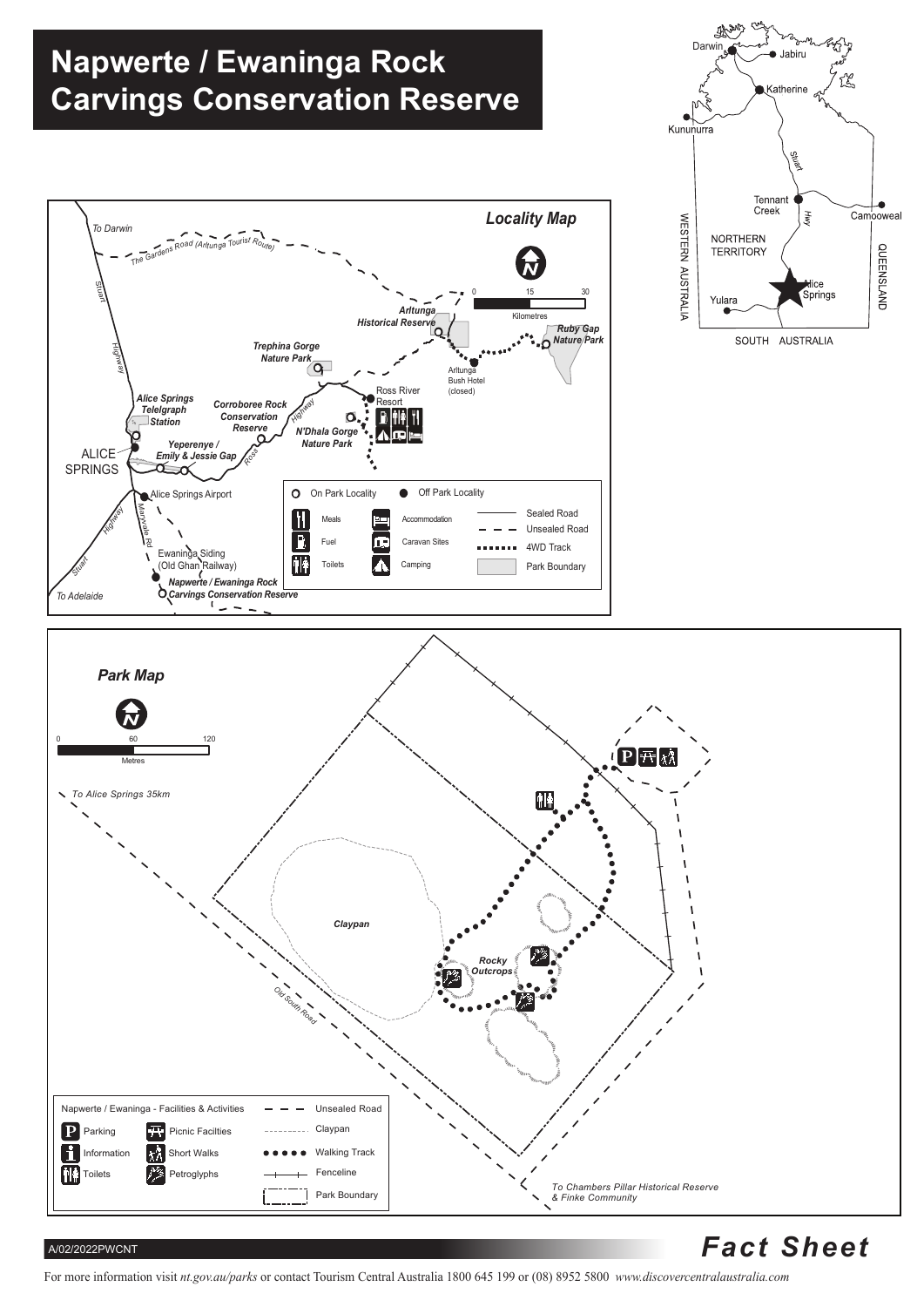# Napwerte / Ewaninga Rock Carvings Conservation Reserve

## Locality Map

To Darwin

The Gardens Road (Arltunga Tourist Route)

Stuart Highway

0 15 30
Kilometres

Arltunga Historical Reserve

Ruby Gap Nature Park

Trephina Gorge Nature Park

Arltunga Bush Hotel (closed)

Ross River Resort

Alice Springs Telegraph Station

Corroboree Rock Conservation Reserve

N'Dhala Gorge Nature Park

Ross Highway

Yeperenye / Emily & Jessie Gap

ALICE SPRINGS

Alice Springs Airport

Maryvale Rd

Ewaninga Siding (Old Ghan Railway)

Napwerte / Ewaninga Rock Carvings Conservation Reserve

To Adelaide

On Park Locality | Off Park Locality

Meals | Accommodation | Sealed Road
Fuel | Caravan Sites | Unsealed Road
Toilets | Camping | 4WD Track
Park Boundary

Darwin, Jabiru, Katherine, Kununurra, Stuart Hwy, Tennant Creek, Camooweal, NORTHERN TERRITORY, WESTERN AUSTRALIA, QUEENSLAND, Alice Springs, Yulara, SOUTH AUSTRALIA

## Park Map

0 60 120
Metres

To Alice Springs 35km

Claypan

Rocky Outcrops

Old South Road

To Chambers Pillar Historical Reserve & Finke Community

Napwerte / Ewaninga - Facilities & Activities

- Parking
- Information
- Toilets
- Picnic Facilties
- Short Walks
- Petroglyphs
- Unsealed Road
- Claypan
- Walking Track
- Fenceline
- Park Boundary

A/02/2022PWCNT

*Fact Sheet*

For more information visit *nt.gov.au/parks* or contact Tourism Central Australia 1800 645 199 or (08) 8952 5800 *www.discovercentralaustralia.com*